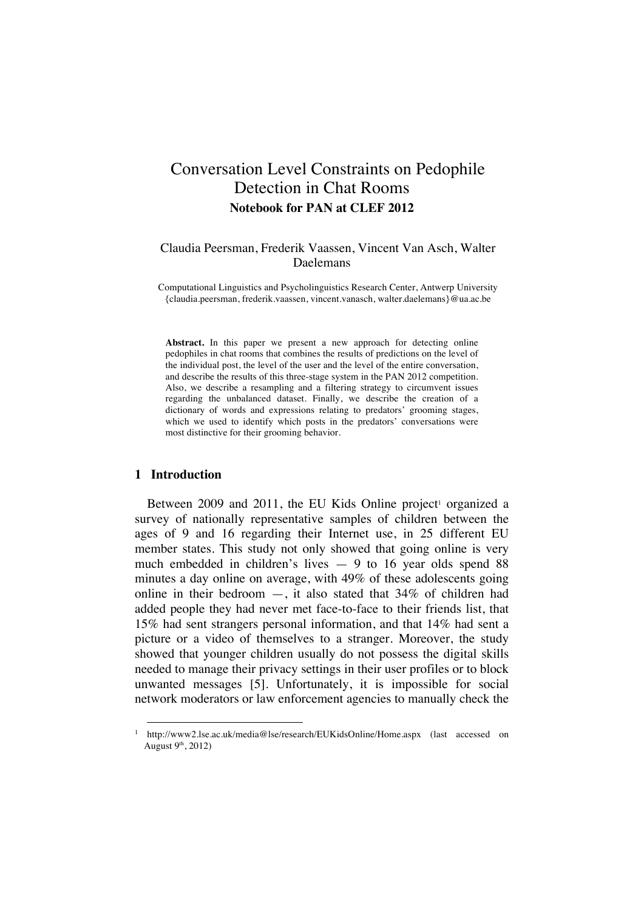# Conversation Level Constraints on Pedophile Detection in Chat Rooms

**Notebook for PAN at CLEF 2012**

Claudia Peersman, Frederik Vaassen, Vincent Van Asch, Walter Daelemans

Computational Linguistics and Psycholinguistics Research Center, Antwerp University
{claudia.peersman, frederik.vaassen, vincent.vanasch, walter.daelemans}@ua.ac.be

**Abstract.** In this paper we present a new approach for detecting online pedophiles in chat rooms that combines the results of predictions on the level of the individual post, the level of the user and the level of the entire conversation, and describe the results of this three-stage system in the PAN 2012 competition. Also, we describe a resampling and a filtering strategy to circumvent issues regarding the unbalanced dataset. Finally, we describe the creation of a dictionary of words and expressions relating to predators' grooming stages, which we used to identify which posts in the predators' conversations were most distinctive for their grooming behavior.

## 1 Introduction

Between 2009 and 2011, the EU Kids Online project[1] organized a survey of nationally representative samples of children between the ages of 9 and 16 regarding their Internet use, in 25 different EU member states. This study not only showed that going online is very much embedded in children's lives — 9 to 16 year olds spend 88 minutes a day online on average, with 49% of these adolescents going online in their bedroom —, it also stated that 34% of children had added people they had never met face-to-face to their friends list, that 15% had sent strangers personal information, and that 14% had sent a picture or a video of themselves to a stranger. Moreover, the study showed that younger children usually do not possess the digital skills needed to manage their privacy settings in their user profiles or to block unwanted messages [5]. Unfortunately, it is impossible for social network moderators or law enforcement agencies to manually check the

[1] http://www2.lse.ac.uk/media@lse/research/EUKidsOnline/Home.aspx (last accessed on August 9th, 2012)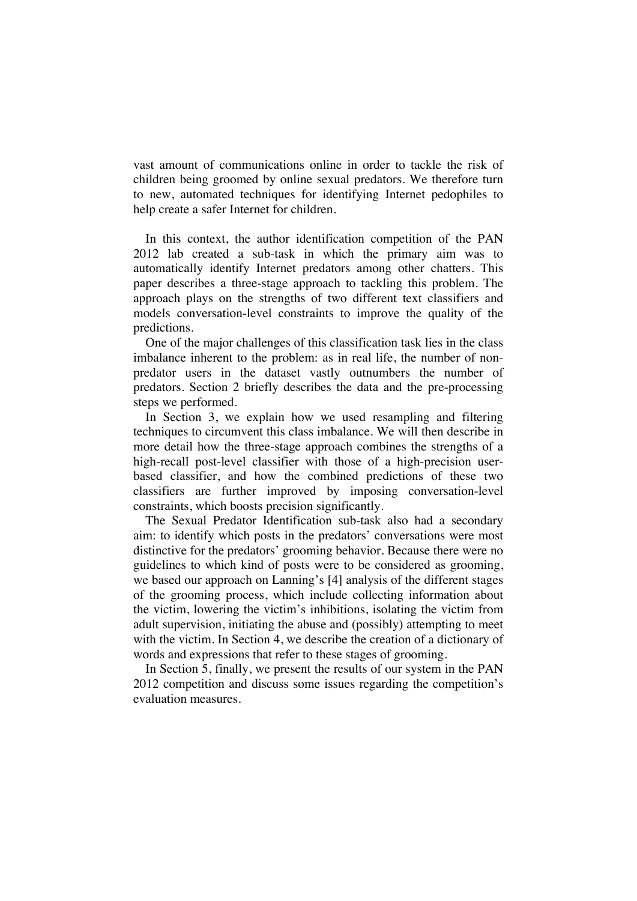vast amount of communications online in order to tackle the risk of children being groomed by online sexual predators. We therefore turn to new, automated techniques for identifying Internet pedophiles to help create a safer Internet for children.

In this context, the author identification competition of the PAN 2012 lab created a sub-task in which the primary aim was to automatically identify Internet predators among other chatters. This paper describes a three-stage approach to tackling this problem. The approach plays on the strengths of two different text classifiers and models conversation-level constraints to improve the quality of the predictions.

One of the major challenges of this classification task lies in the class imbalance inherent to the problem: as in real life, the number of non-predator users in the dataset vastly outnumbers the number of predators. Section 2 briefly describes the data and the pre-processing steps we performed.

In Section 3, we explain how we used resampling and filtering techniques to circumvent this class imbalance. We will then describe in more detail how the three-stage approach combines the strengths of a high-recall post-level classifier with those of a high-precision user-based classifier, and how the combined predictions of these two classifiers are further improved by imposing conversation-level constraints, which boosts precision significantly.

The Sexual Predator Identification sub-task also had a secondary aim: to identify which posts in the predators' conversations were most distinctive for the predators' grooming behavior. Because there were no guidelines to which kind of posts were to be considered as grooming, we based our approach on Lanning's [4] analysis of the different stages of the grooming process, which include collecting information about the victim, lowering the victim's inhibitions, isolating the victim from adult supervision, initiating the abuse and (possibly) attempting to meet with the victim. In Section 4, we describe the creation of a dictionary of words and expressions that refer to these stages of grooming.

In Section 5, finally, we present the results of our system in the PAN 2012 competition and discuss some issues regarding the competition's evaluation measures.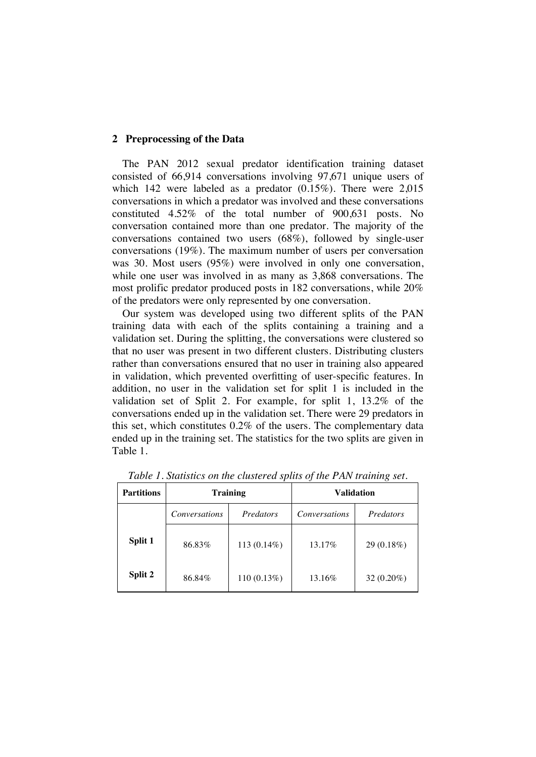## 2 Preprocessing of the Data

The PAN 2012 sexual predator identification training dataset consisted of 66,914 conversations involving 97,671 unique users of which 142 were labeled as a predator (0.15%). There were 2,015 conversations in which a predator was involved and these conversations constituted 4.52% of the total number of 900,631 posts. No conversation contained more than one predator. The majority of the conversations contained two users (68%), followed by single-user conversations (19%). The maximum number of users per conversation was 30. Most users (95%) were involved in only one conversation, while one user was involved in as many as 3,868 conversations. The most prolific predator produced posts in 182 conversations, while 20% of the predators were only represented by one conversation.

Our system was developed using two different splits of the PAN training data with each of the splits containing a training and a validation set. During the splitting, the conversations were clustered so that no user was present in two different clusters. Distributing clusters rather than conversations ensured that no user in training also appeared in validation, which prevented overfitting of user-specific features. In addition, no user in the validation set for split 1 is included in the validation set of Split 2. For example, for split 1, 13.2% of the conversations ended up in the validation set. There were 29 predators in this set, which constitutes 0.2% of the users. The complementary data ended up in the training set. The statistics for the two splits are given in Table 1.

*Table 1. Statistics on the clustered splits of the PAN training set.*

| Partitions | Training | | Validation | |
|---|---|---|---|---|
| | *Conversations* | *Predators* | *Conversations* | *Predators* |
| **Split 1** | 86.83% | 113 (0.14%) | 13.17% | 29 (0.18%) |
| **Split 2** | 86.84% | 110 (0.13%) | 13.16% | 32 (0.20%) |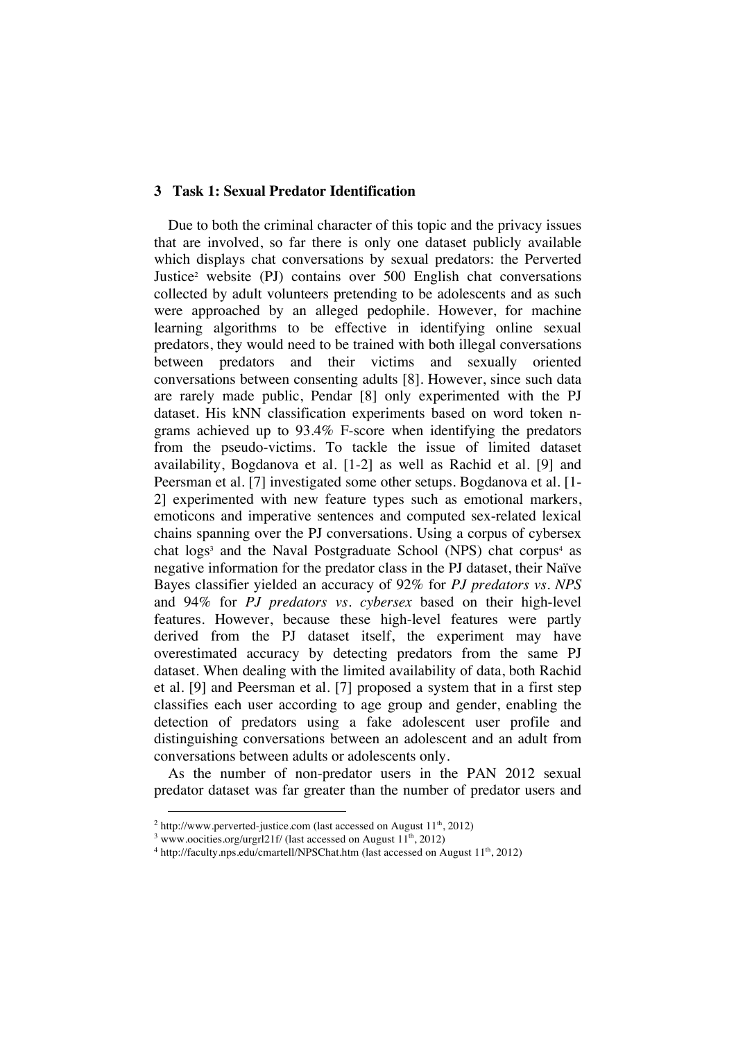## 3 Task 1: Sexual Predator Identification

Due to both the criminal character of this topic and the privacy issues that are involved, so far there is only one dataset publicly available which displays chat conversations by sexual predators: the Perverted Justice[2] website (PJ) contains over 500 English chat conversations collected by adult volunteers pretending to be adolescents and as such were approached by an alleged pedophile. However, for machine learning algorithms to be effective in identifying online sexual predators, they would need to be trained with both illegal conversations between predators and their victims and sexually oriented conversations between consenting adults [8]. However, since such data are rarely made public, Pendar [8] only experimented with the PJ dataset. His kNN classification experiments based on word token n-grams achieved up to 93.4% F-score when identifying the predators from the pseudo-victims. To tackle the issue of limited dataset availability, Bogdanova et al. [1-2] as well as Rachid et al. [9] and Peersman et al. [7] investigated some other setups. Bogdanova et al. [1-2] experimented with new feature types such as emotional markers, emoticons and imperative sentences and computed sex-related lexical chains spanning over the PJ conversations. Using a corpus of cybersex chat logs[3] and the Naval Postgraduate School (NPS) chat corpus[4] as negative information for the predator class in the PJ dataset, their Naïve Bayes classifier yielded an accuracy of 92% for *PJ predators vs. NPS* and 94% for *PJ predators vs. cybersex* based on their high-level features. However, because these high-level features were partly derived from the PJ dataset itself, the experiment may have overestimated accuracy by detecting predators from the same PJ dataset. When dealing with the limited availability of data, both Rachid et al. [9] and Peersman et al. [7] proposed a system that in a first step classifies each user according to age group and gender, enabling the detection of predators using a fake adolescent user profile and distinguishing conversations between an adolescent and an adult from conversations between adults or adolescents only.

As the number of non-predator users in the PAN 2012 sexual predator dataset was far greater than the number of predator users and

[2] http://www.perverted-justice.com (last accessed on August 11th, 2012)

[3] www.oocities.org/urgrl21f/ (last accessed on August 11th, 2012)

[4] http://faculty.nps.edu/cmartell/NPSChat.htm (last accessed on August 11th, 2012)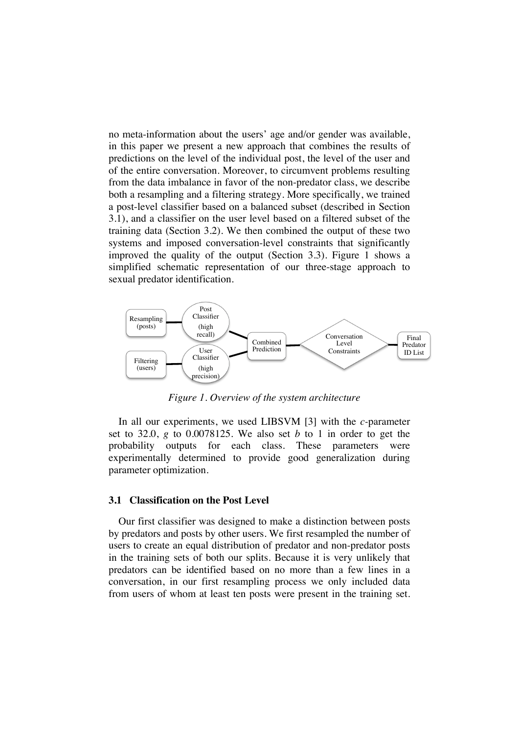no meta-information about the users' age and/or gender was available, in this paper we present a new approach that combines the results of predictions on the level of the individual post, the level of the user and of the entire conversation. Moreover, to circumvent problems resulting from the data imbalance in favor of the non-predator class, we describe both a resampling and a filtering strategy. More specifically, we trained a post-level classifier based on a balanced subset (described in Section 3.1), and a classifier on the user level based on a filtered subset of the training data (Section 3.2). We then combined the output of these two systems and imposed conversation-level constraints that significantly improved the quality of the output (Section 3.3). Figure 1 shows a simplified schematic representation of our three-stage approach to sexual predator identification.

*Figure 1. Overview of the system architecture*

In all our experiments, we used LIBSVM [3] with the *c*-parameter set to 32.0, *g* to 0.0078125. We also set *b* to 1 in order to get the probability outputs for each class. These parameters were experimentally determined to provide good generalization during parameter optimization.

### 3.1 Classification on the Post Level

Our first classifier was designed to make a distinction between posts by predators and posts by other users. We first resampled the number of users to create an equal distribution of predator and non-predator posts in the training sets of both our splits. Because it is very unlikely that predators can be identified based on no more than a few lines in a conversation, in our first resampling process we only included data from users of whom at least ten posts were present in the training set.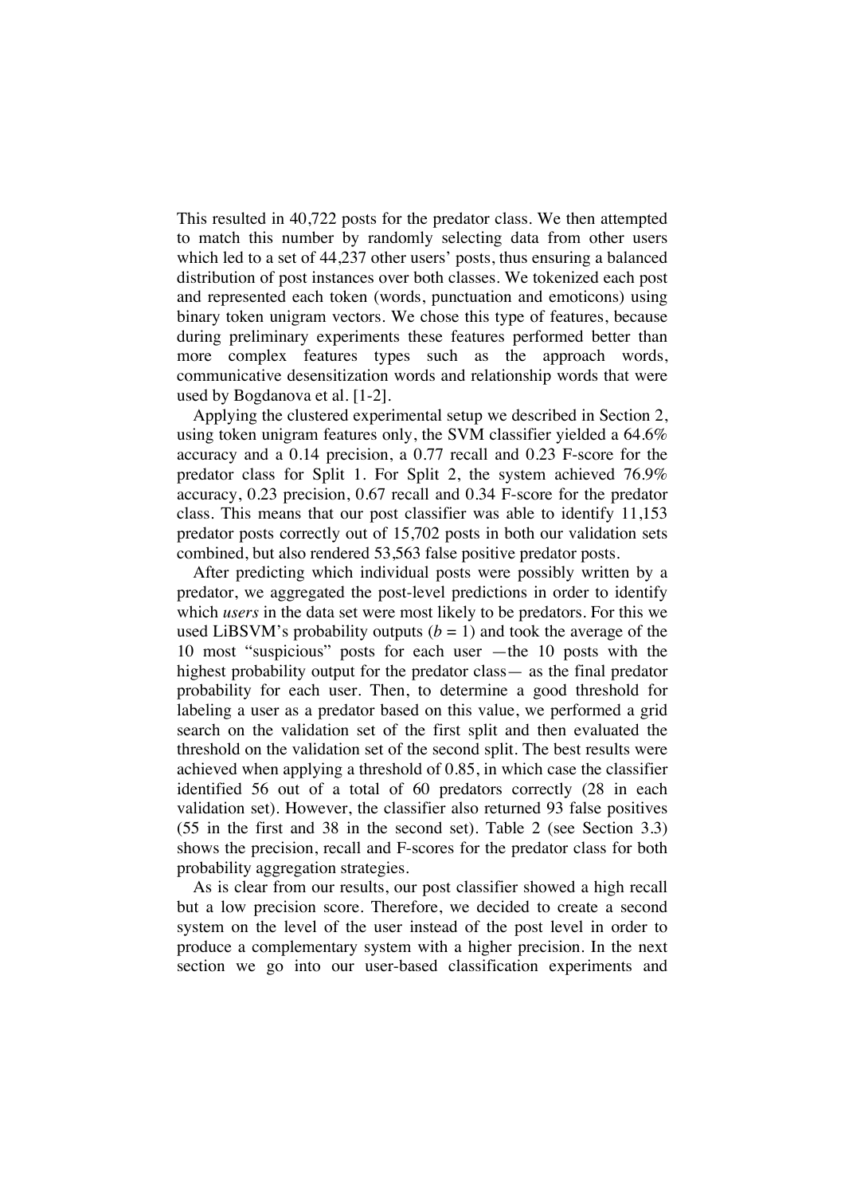This resulted in 40,722 posts for the predator class. We then attempted to match this number by randomly selecting data from other users which led to a set of 44,237 other users' posts, thus ensuring a balanced distribution of post instances over both classes. We tokenized each post and represented each token (words, punctuation and emoticons) using binary token unigram vectors. We chose this type of features, because during preliminary experiments these features performed better than more complex features types such as the approach words, communicative desensitization words and relationship words that were used by Bogdanova et al. [1-2].

Applying the clustered experimental setup we described in Section 2, using token unigram features only, the SVM classifier yielded a 64.6% accuracy and a 0.14 precision, a 0.77 recall and 0.23 F-score for the predator class for Split 1. For Split 2, the system achieved 76.9% accuracy, 0.23 precision, 0.67 recall and 0.34 F-score for the predator class. This means that our post classifier was able to identify 11,153 predator posts correctly out of 15,702 posts in both our validation sets combined, but also rendered 53,563 false positive predator posts.

After predicting which individual posts were possibly written by a predator, we aggregated the post-level predictions in order to identify which *users* in the data set were most likely to be predators. For this we used LiBSVM's probability outputs ($b = 1$) and took the average of the 10 most "suspicious" posts for each user —the 10 posts with the highest probability output for the predator class— as the final predator probability for each user. Then, to determine a good threshold for labeling a user as a predator based on this value, we performed a grid search on the validation set of the first split and then evaluated the threshold on the validation set of the second split. The best results were achieved when applying a threshold of 0.85, in which case the classifier identified 56 out of a total of 60 predators correctly (28 in each validation set). However, the classifier also returned 93 false positives (55 in the first and 38 in the second set). Table 2 (see Section 3.3) shows the precision, recall and F-scores for the predator class for both probability aggregation strategies.

As is clear from our results, our post classifier showed a high recall but a low precision score. Therefore, we decided to create a second system on the level of the user instead of the post level in order to produce a complementary system with a higher precision. In the next section we go into our user-based classification experiments and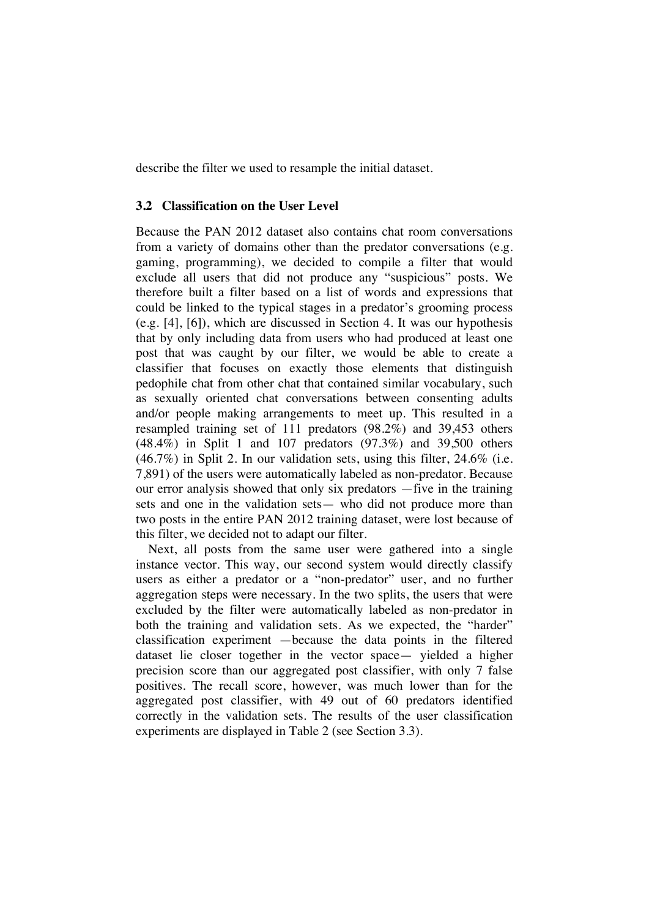describe the filter we used to resample the initial dataset.

### 3.2 Classification on the User Level

Because the PAN 2012 dataset also contains chat room conversations from a variety of domains other than the predator conversations (e.g. gaming, programming), we decided to compile a filter that would exclude all users that did not produce any "suspicious" posts. We therefore built a filter based on a list of words and expressions that could be linked to the typical stages in a predator's grooming process (e.g. [4], [6]), which are discussed in Section 4. It was our hypothesis that by only including data from users who had produced at least one post that was caught by our filter, we would be able to create a classifier that focuses on exactly those elements that distinguish pedophile chat from other chat that contained similar vocabulary, such as sexually oriented chat conversations between consenting adults and/or people making arrangements to meet up. This resulted in a resampled training set of 111 predators (98.2%) and 39,453 others (48.4%) in Split 1 and 107 predators (97.3%) and 39,500 others (46.7%) in Split 2. In our validation sets, using this filter, 24.6% (i.e. 7,891) of the users were automatically labeled as non-predator. Because our error analysis showed that only six predators —five in the training sets and one in the validation sets— who did not produce more than two posts in the entire PAN 2012 training dataset, were lost because of this filter, we decided not to adapt our filter.

Next, all posts from the same user were gathered into a single instance vector. This way, our second system would directly classify users as either a predator or a "non-predator" user, and no further aggregation steps were necessary. In the two splits, the users that were excluded by the filter were automatically labeled as non-predator in both the training and validation sets. As we expected, the "harder" classification experiment —because the data points in the filtered dataset lie closer together in the vector space— yielded a higher precision score than our aggregated post classifier, with only 7 false positives. The recall score, however, was much lower than for the aggregated post classifier, with 49 out of 60 predators identified correctly in the validation sets. The results of the user classification experiments are displayed in Table 2 (see Section 3.3).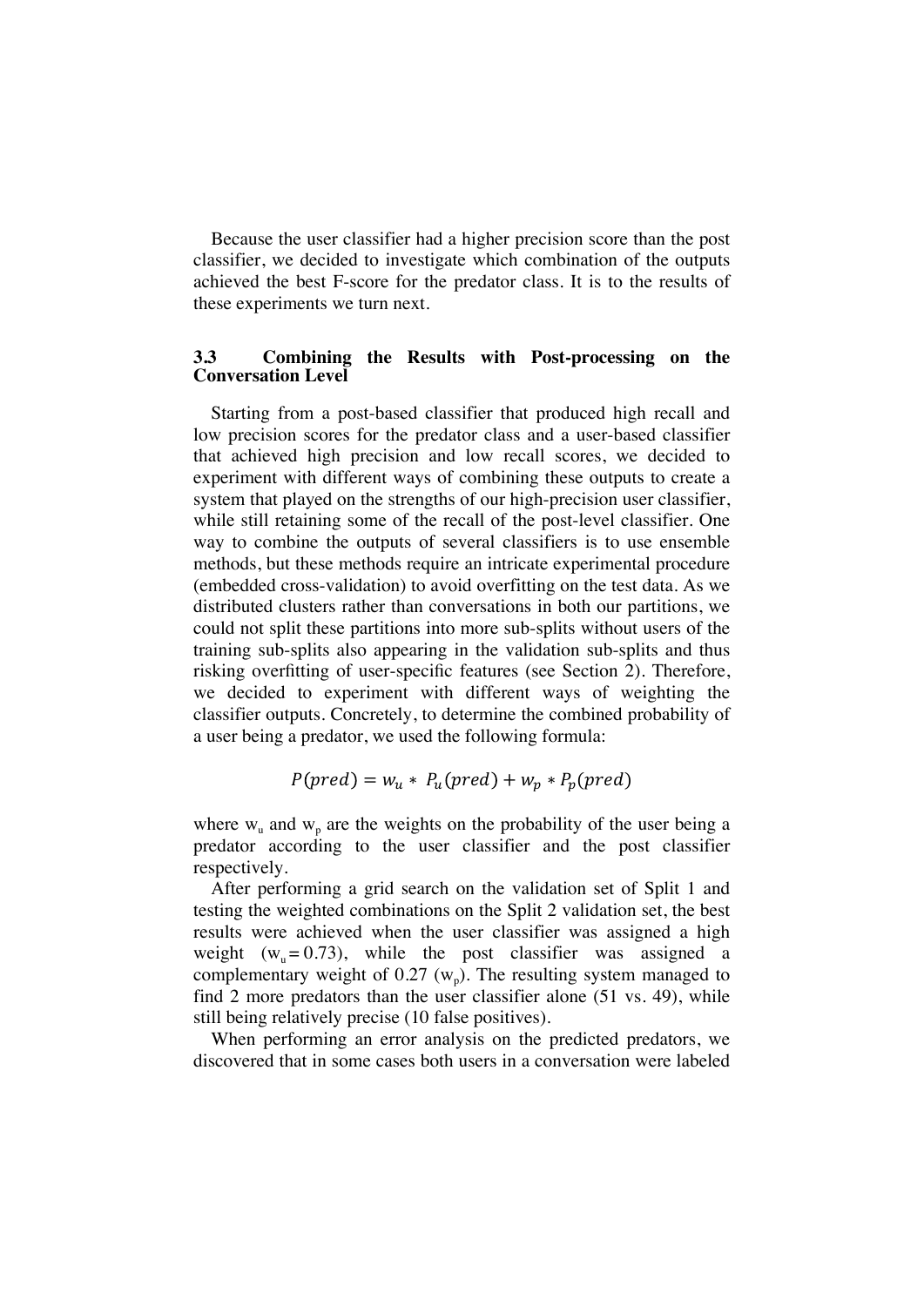Because the user classifier had a higher precision score than the post classifier, we decided to investigate which combination of the outputs achieved the best F-score for the predator class. It is to the results of these experiments we turn next.

### 3.3 Combining the Results with Post-processing on the Conversation Level

Starting from a post-based classifier that produced high recall and low precision scores for the predator class and a user-based classifier that achieved high precision and low recall scores, we decided to experiment with different ways of combining these outputs to create a system that played on the strengths of our high-precision user classifier, while still retaining some of the recall of the post-level classifier. One way to combine the outputs of several classifiers is to use ensemble methods, but these methods require an intricate experimental procedure (embedded cross-validation) to avoid overfitting on the test data. As we distributed clusters rather than conversations in both our partitions, we could not split these partitions into more sub-splits without users of the training sub-splits also appearing in the validation sub-splits and thus risking overfitting of user-specific features (see Section 2). Therefore, we decided to experiment with different ways of weighting the classifier outputs. Concretely, to determine the combined probability of a user being a predator, we used the following formula:

$$P(pred) = w_u * P_u(pred) + w_p * P_p(pred)$$

where $w_u$ and $w_p$ are the weights on the probability of the user being a predator according to the user classifier and the post classifier respectively.

After performing a grid search on the validation set of Split 1 and testing the weighted combinations on the Split 2 validation set, the best results were achieved when the user classifier was assigned a high weight ($w_u = 0.73$), while the post classifier was assigned a complementary weight of 0.27 ($w_p$). The resulting system managed to find 2 more predators than the user classifier alone (51 vs. 49), while still being relatively precise (10 false positives).

When performing an error analysis on the predicted predators, we discovered that in some cases both users in a conversation were labeled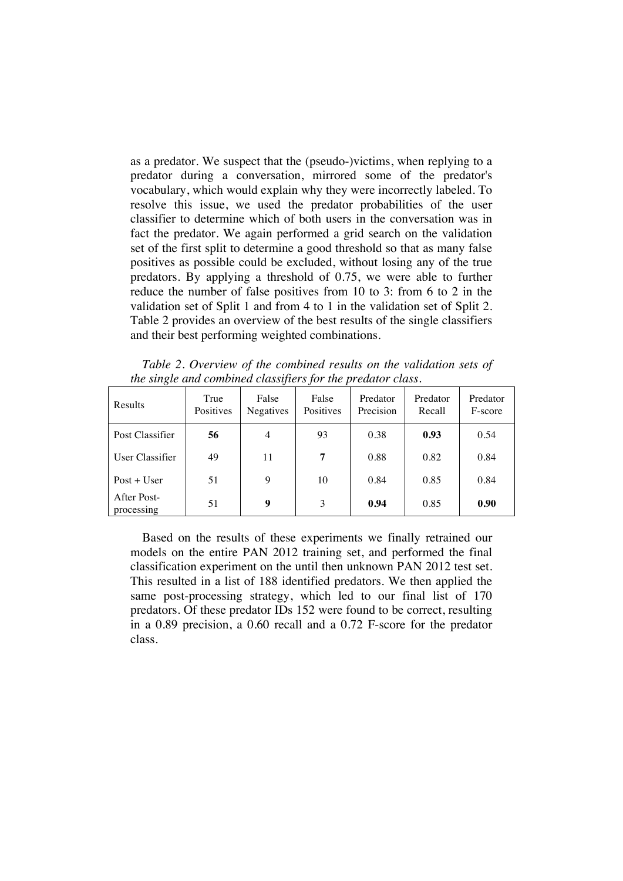as a predator. We suspect that the (pseudo-)victims, when replying to a predator during a conversation, mirrored some of the predator's vocabulary, which would explain why they were incorrectly labeled. To resolve this issue, we used the predator probabilities of the user classifier to determine which of both users in the conversation was in fact the predator. We again performed a grid search on the validation set of the first split to determine a good threshold so that as many false positives as possible could be excluded, without losing any of the true predators. By applying a threshold of 0.75, we were able to further reduce the number of false positives from 10 to 3: from 6 to 2 in the validation set of Split 1 and from 4 to 1 in the validation set of Split 2. Table 2 provides an overview of the best results of the single classifiers and their best performing weighted combinations.

*Table 2. Overview of the combined results on the validation sets of the single and combined classifiers for the predator class.*

| Results | True Positives | False Negatives | False Positives | Predator Precision | Predator Recall | Predator F-score |
|---|---|---|---|---|---|---|
| Post Classifier | **56** | 4 | 93 | 0.38 | **0.93** | 0.54 |
| User Classifier | 49 | 11 | **7** | 0.88 | 0.82 | 0.84 |
| Post + User | 51 | 9 | 10 | 0.84 | 0.85 | 0.84 |
| After Post-processing | 51 | **9** | 3 | **0.94** | 0.85 | **0.90** |

Based on the results of these experiments we finally retrained our models on the entire PAN 2012 training set, and performed the final classification experiment on the until then unknown PAN 2012 test set. This resulted in a list of 188 identified predators. We then applied the same post-processing strategy, which led to our final list of 170 predators. Of these predator IDs 152 were found to be correct, resulting in a 0.89 precision, a 0.60 recall and a 0.72 F-score for the predator class.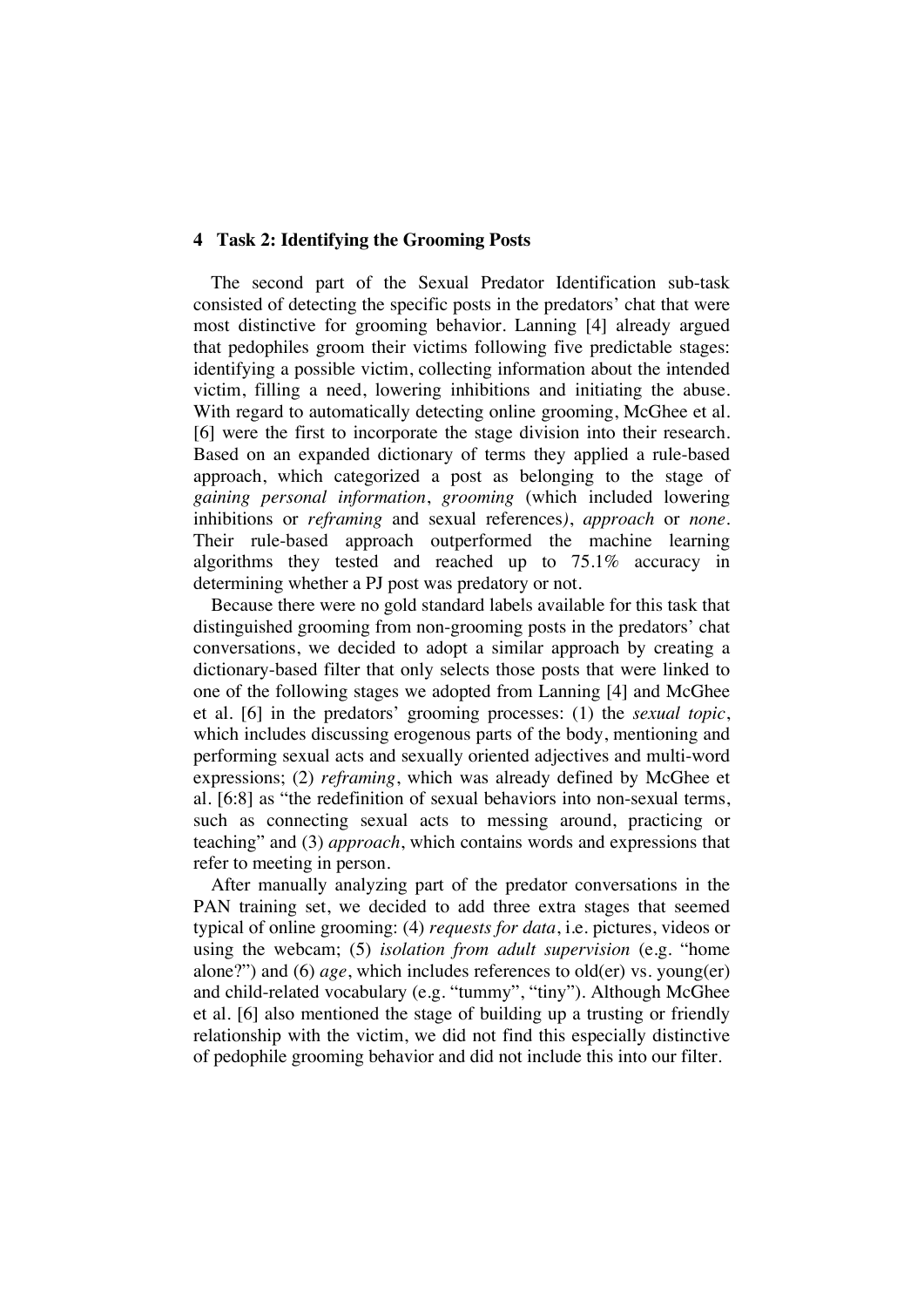## 4 Task 2: Identifying the Grooming Posts

The second part of the Sexual Predator Identification sub-task consisted of detecting the specific posts in the predators' chat that were most distinctive for grooming behavior. Lanning [4] already argued that pedophiles groom their victims following five predictable stages: identifying a possible victim, collecting information about the intended victim, filling a need, lowering inhibitions and initiating the abuse. With regard to automatically detecting online grooming, McGhee et al. [6] were the first to incorporate the stage division into their research. Based on an expanded dictionary of terms they applied a rule-based approach, which categorized a post as belonging to the stage of *gaining personal information*, *grooming* (which included lowering inhibitions or *reframing* and sexual references), *approach* or *none*. Their rule-based approach outperformed the machine learning algorithms they tested and reached up to 75.1% accuracy in determining whether a PJ post was predatory or not.

Because there were no gold standard labels available for this task that distinguished grooming from non-grooming posts in the predators' chat conversations, we decided to adopt a similar approach by creating a dictionary-based filter that only selects those posts that were linked to one of the following stages we adopted from Lanning [4] and McGhee et al. [6] in the predators' grooming processes: (1) the *sexual topic*, which includes discussing erogenous parts of the body, mentioning and performing sexual acts and sexually oriented adjectives and multi-word expressions; (2) *reframing*, which was already defined by McGhee et al. [6:8] as "the redefinition of sexual behaviors into non-sexual terms, such as connecting sexual acts to messing around, practicing or teaching" and (3) *approach*, which contains words and expressions that refer to meeting in person.

After manually analyzing part of the predator conversations in the PAN training set, we decided to add three extra stages that seemed typical of online grooming: (4) *requests for data*, i.e. pictures, videos or using the webcam; (5) *isolation from adult supervision* (e.g. "home alone?") and (6) *age*, which includes references to old(er) vs. young(er) and child-related vocabulary (e.g. "tummy", "tiny"). Although McGhee et al. [6] also mentioned the stage of building up a trusting or friendly relationship with the victim, we did not find this especially distinctive of pedophile grooming behavior and did not include this into our filter.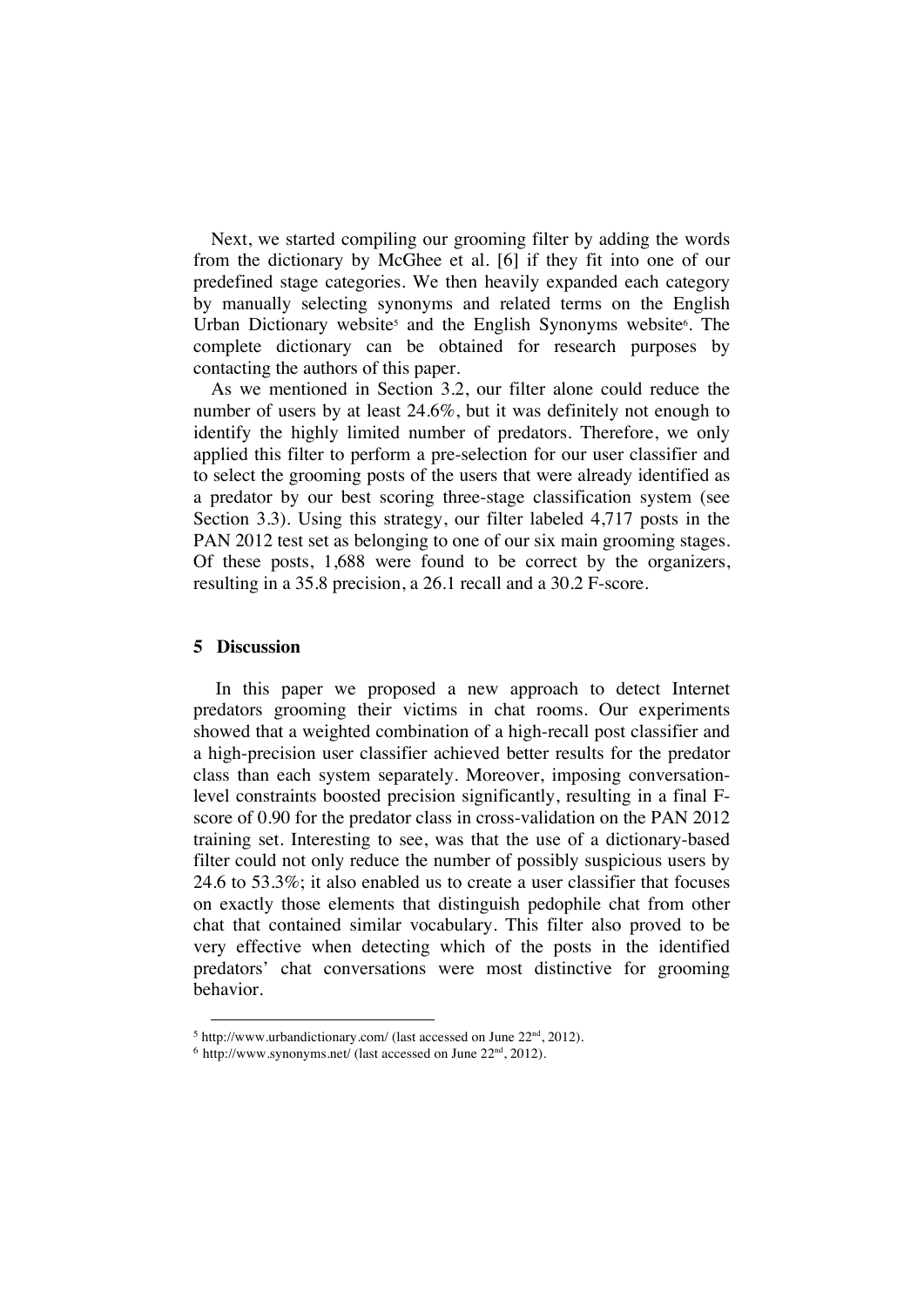Next, we started compiling our grooming filter by adding the words from the dictionary by McGhee et al. [6] if they fit into one of our predefined stage categories. We then heavily expanded each category by manually selecting synonyms and related terms on the English Urban Dictionary website[5] and the English Synonyms website[6]. The complete dictionary can be obtained for research purposes by contacting the authors of this paper.

As we mentioned in Section 3.2, our filter alone could reduce the number of users by at least 24.6%, but it was definitely not enough to identify the highly limited number of predators. Therefore, we only applied this filter to perform a pre-selection for our user classifier and to select the grooming posts of the users that were already identified as a predator by our best scoring three-stage classification system (see Section 3.3). Using this strategy, our filter labeled 4,717 posts in the PAN 2012 test set as belonging to one of our six main grooming stages. Of these posts, 1,688 were found to be correct by the organizers, resulting in a 35.8 precision, a 26.1 recall and a 30.2 F-score.

## 5 Discussion

In this paper we proposed a new approach to detect Internet predators grooming their victims in chat rooms. Our experiments showed that a weighted combination of a high-recall post classifier and a high-precision user classifier achieved better results for the predator class than each system separately. Moreover, imposing conversation-level constraints boosted precision significantly, resulting in a final F-score of 0.90 for the predator class in cross-validation on the PAN 2012 training set. Interesting to see, was that the use of a dictionary-based filter could not only reduce the number of possibly suspicious users by 24.6 to 53.3%; it also enabled us to create a user classifier that focuses on exactly those elements that distinguish pedophile chat from other chat that contained similar vocabulary. This filter also proved to be very effective when detecting which of the posts in the identified predators' chat conversations were most distinctive for grooming behavior.

---

[5] http://www.urbandictionary.com/ (last accessed on June 22nd, 2012).

[6] http://www.synonyms.net/ (last accessed on June 22nd, 2012).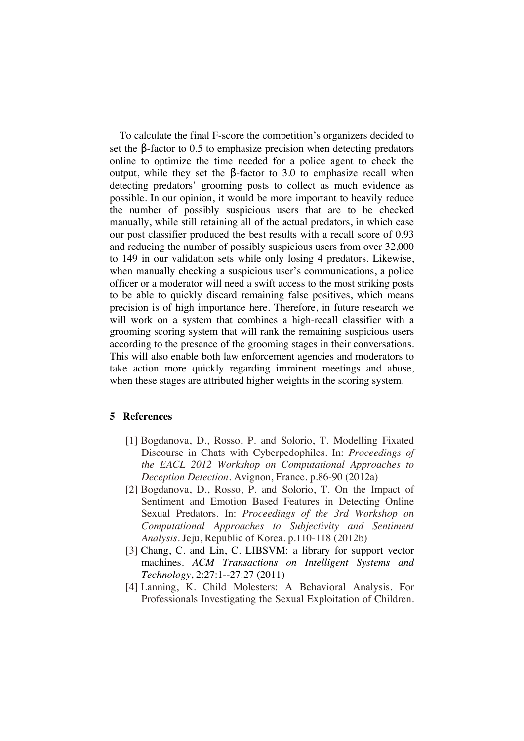To calculate the final F-score the competition's organizers decided to set the β-factor to 0.5 to emphasize precision when detecting predators online to optimize the time needed for a police agent to check the output, while they set the β-factor to 3.0 to emphasize recall when detecting predators' grooming posts to collect as much evidence as possible. In our opinion, it would be more important to heavily reduce the number of possibly suspicious users that are to be checked manually, while still retaining all of the actual predators, in which case our post classifier produced the best results with a recall score of 0.93 and reducing the number of possibly suspicious users from over 32,000 to 149 in our validation sets while only losing 4 predators. Likewise, when manually checking a suspicious user's communications, a police officer or a moderator will need a swift access to the most striking posts to be able to quickly discard remaining false positives, which means precision is of high importance here. Therefore, in future research we will work on a system that combines a high-recall classifier with a grooming scoring system that will rank the remaining suspicious users according to the presence of the grooming stages in their conversations. This will also enable both law enforcement agencies and moderators to take action more quickly regarding imminent meetings and abuse, when these stages are attributed higher weights in the scoring system.

## 5 References

[1] Bogdanova, D., Rosso, P. and Solorio, T. Modelling Fixated Discourse in Chats with Cyberpedophiles. In: *Proceedings of the EACL 2012 Workshop on Computational Approaches to Deception Detection*. Avignon, France. p.86-90 (2012a)

[2] Bogdanova, D., Rosso, P. and Solorio, T. On the Impact of Sentiment and Emotion Based Features in Detecting Online Sexual Predators. In: *Proceedings of the 3rd Workshop on Computational Approaches to Subjectivity and Sentiment Analysis*. Jeju, Republic of Korea. p.110-118 (2012b)

[3] Chang, C. and Lin, C. LIBSVM: a library for support vector machines. *ACM Transactions on Intelligent Systems and Technology*, 2:27:1--27:27 (2011)

[4] Lanning, K. Child Molesters: A Behavioral Analysis. For Professionals Investigating the Sexual Exploitation of Children.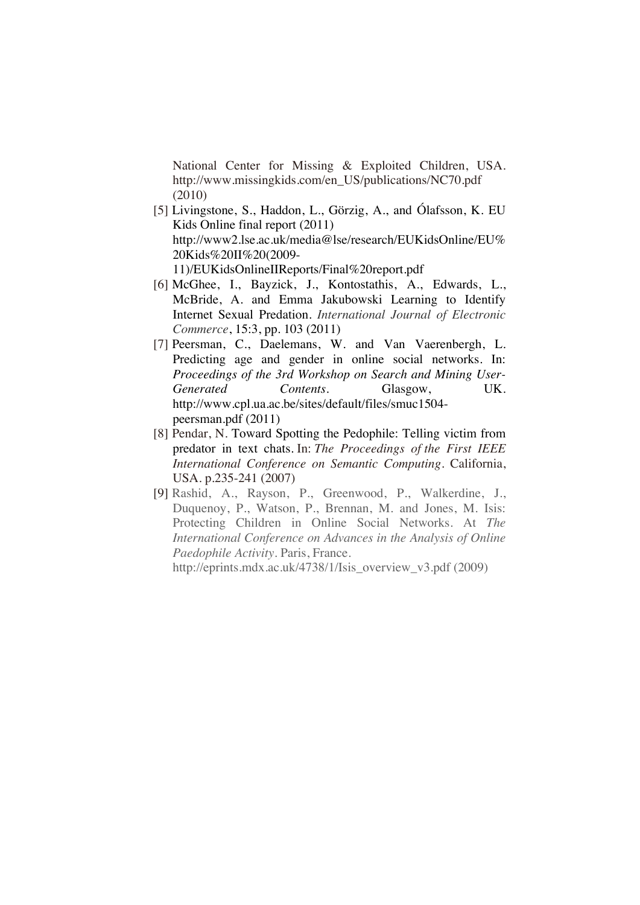National Center for Missing & Exploited Children, USA. http://www.missingkids.com/en_US/publications/NC70.pdf (2010)

[5] Livingstone, S., Haddon, L., Görzig, A., and Ólafsson, K. EU Kids Online final report (2011) http://www2.lse.ac.uk/media@lse/research/EUKidsOnline/EU%20Kids%20II%20(2009-11)/EUKidsOnlineIIReports/Final%20report.pdf

[6] McGhee, I., Bayzick, J., Kontostathis, A., Edwards, L., McBride, A. and Emma Jakubowski Learning to Identify Internet Sexual Predation. *International Journal of Electronic Commerce*, 15:3, pp. 103 (2011)

[7] Peersman, C., Daelemans, W. and Van Vaerenbergh, L. Predicting age and gender in online social networks. In: *Proceedings of the 3rd Workshop on Search and Mining User-Generated Contents*. Glasgow, UK. http://www.cpl.ua.ac.be/sites/default/files/smuc1504-peersman.pdf (2011)

[8] Pendar, N. Toward Spotting the Pedophile: Telling victim from predator in text chats. In: *The Proceedings of the First IEEE International Conference on Semantic Computing*. California, USA. p.235-241 (2007)

[9] Rashid, A., Rayson, P., Greenwood, P., Walkerdine, J., Duquenoy, P., Watson, P., Brennan, M. and Jones, M. Isis: Protecting Children in Online Social Networks. At *The International Conference on Advances in the Analysis of Online Paedophile Activity*. Paris, France. http://eprints.mdx.ac.uk/4738/1/Isis_overview_v3.pdf (2009)